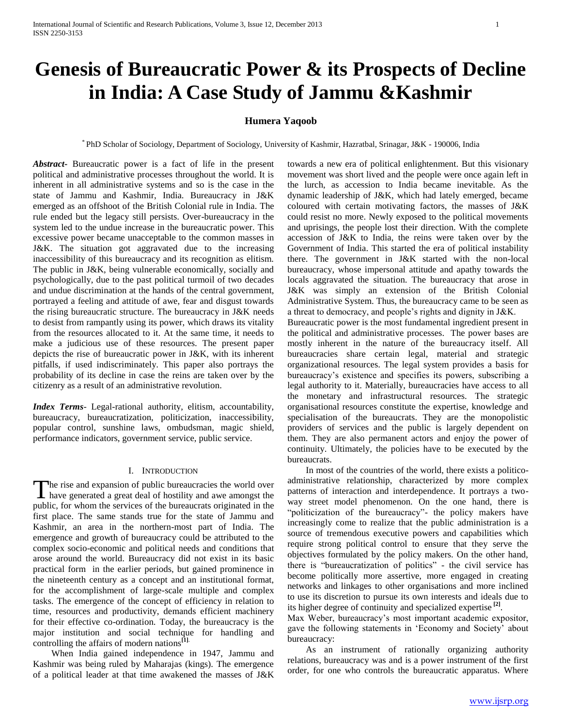# Genesis of Bureaucratic Power & its Prospects of Decline in India: A Case Study of Jammu &Kashmir

**Humera Yaqoob**

[*] PhD Scholar of Sociology, Department of Sociology, University of Kashmir, Hazratbal, Srinagar, J&K - 190006, India

***Abstract-*** Bureaucratic power is a fact of life in the present political and administrative processes throughout the world. It is inherent in all administrative systems and so is the case in the state of Jammu and Kashmir, India. Bureaucracy in J&K emerged as an offshoot of the British Colonial rule in India. The rule ended but the legacy still persists. Over-bureaucracy in the system led to the undue increase in the bureaucratic power. This excessive power became unacceptable to the common masses in J&K. The situation got aggravated due to the increasing inaccessibility of this bureaucracy and its recognition as elitism. The public in J&K, being vulnerable economically, socially and psychologically, due to the past political turmoil of two decades and undue discrimination at the hands of the central government, portrayed a feeling and attitude of awe, fear and disgust towards the rising bureaucratic structure. The bureaucracy in J&K needs to desist from rampantly using its power, which draws its vitality from the resources allocated to it. At the same time, it needs to make a judicious use of these resources. The present paper depicts the rise of bureaucratic power in J&K, with its inherent pitfalls, if used indiscriminately. This paper also portrays the probability of its decline in case the reins are taken over by the citizenry as a result of an administrative revolution.

***Index Terms*-** Legal-rational authority, elitism, accountability, bureaucracy, bureaucratization, politicization, inaccessibility, popular control, sunshine laws, ombudsman, magic shield, performance indicators, government service, public service.

## I. Introduction

The rise and expansion of public bureaucracies the world over have generated a great deal of hostility and awe amongst the public, for whom the services of the bureaucrats originated in the first place. The same stands true for the state of Jammu and Kashmir, an area in the northern-most part of India. The emergence and growth of bureaucracy could be attributed to the complex socio-economic and political needs and conditions that arose around the world. Bureaucracy did not exist in its basic practical form in the earlier periods, but gained prominence in the nineteenth century as a concept and an institutional format, for the accomplishment of large-scale multiple and complex tasks. The emergence of the concept of efficiency in relation to time, resources and productivity, demands efficient machinery for their effective co-ordination. Today, the bureaucracy is the major institution and social technique for handling and controlling the affairs of modern nations[1].

When India gained independence in 1947, Jammu and Kashmir was being ruled by Maharajas (kings). The emergence of a political leader at that time awakened the masses of J&K towards a new era of political enlightenment. But this visionary movement was short lived and the people were once again left in the lurch, as accession to India became inevitable. As the dynamic leadership of J&K, which had lately emerged, became coloured with certain motivating factors, the masses of J&K could resist no more. Newly exposed to the political movements and uprisings, the people lost their direction. With the complete accession of J&K to India, the reins were taken over by the Government of India. This started the era of political instability there. The government in J&K started with the non-local bureaucracy, whose impersonal attitude and apathy towards the locals aggravated the situation. The bureaucracy that arose in J&K was simply an extension of the British Colonial Administrative System. Thus, the bureaucracy came to be seen as a threat to democracy, and people's rights and dignity in J&K.

Bureaucratic power is the most fundamental ingredient present in the political and administrative processes. The power bases are mostly inherent in the nature of the bureaucracy itself. All bureaucracies share certain legal, material and strategic organizational resources. The legal system provides a basis for bureaucracy's existence and specifies its powers, subscribing a legal authority to it. Materially, bureaucracies have access to all the monetary and infrastructural resources. The strategic organisational resources constitute the expertise, knowledge and specialisation of the bureaucrats. They are the monopolistic providers of services and the public is largely dependent on them. They are also permanent actors and enjoy the power of continuity. Ultimately, the policies have to be executed by the bureaucrats.

In most of the countries of the world, there exists a politico-administrative relationship, characterized by more complex patterns of interaction and interdependence. It portrays a two-way street model phenomenon. On the one hand, there is "politicization of the bureaucracy"- the policy makers have increasingly come to realize that the public administration is a source of tremendous executive powers and capabilities which require strong political control to ensure that they serve the objectives formulated by the policy makers. On the other hand, there is "bureaucratization of politics" - the civil service has become politically more assertive, more engaged in creating networks and linkages to other organisations and more inclined to use its discretion to pursue its own interests and ideals due to its higher degree of continuity and specialized expertise [2].

Max Weber, bureaucracy's most important academic expositor, gave the following statements in 'Economy and Society' about bureaucracy:

As an instrument of rationally organizing authority relations, bureaucracy was and is a power instrument of the first order, for one who controls the bureaucratic apparatus. Where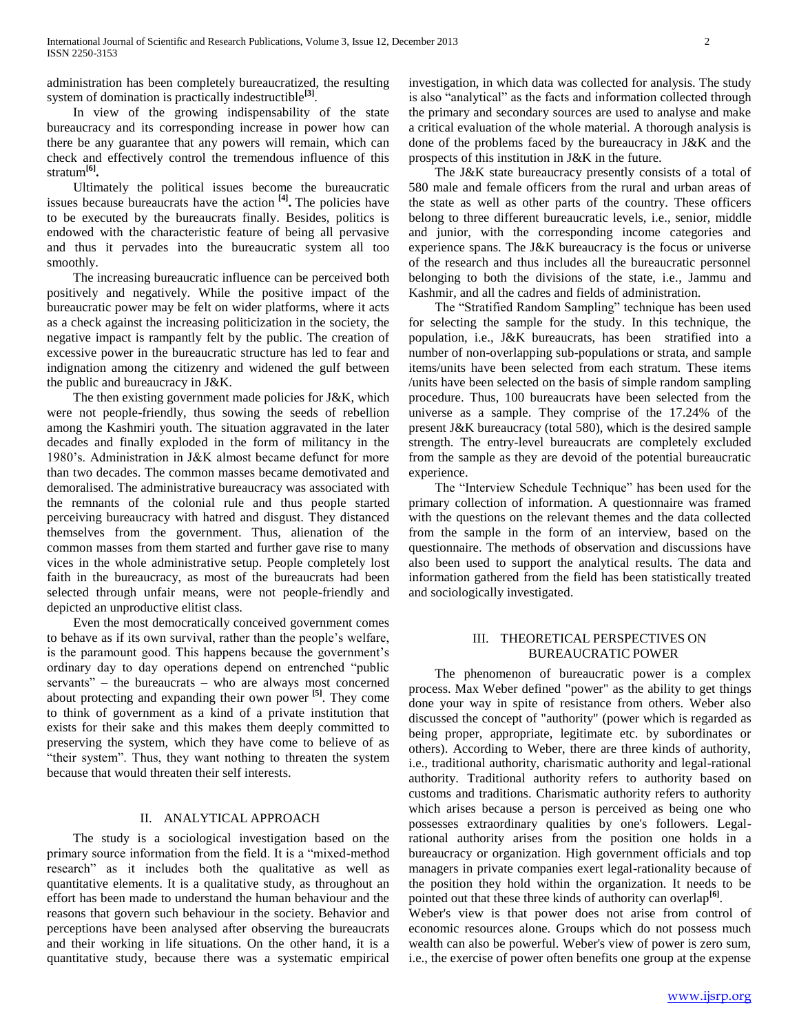administration has been completely bureaucratized, the resulting system of domination is practically indestructible[3].

In view of the growing indispensability of the state bureaucracy and its corresponding increase in power how can there be any guarantee that any powers will remain, which can check and effectively control the tremendous influence of this stratum[6].

Ultimately the political issues become the bureaucratic issues because bureaucrats have the action [4]. The policies have to be executed by the bureaucrats finally. Besides, politics is endowed with the characteristic feature of being all pervasive and thus it pervades into the bureaucratic system all too smoothly.

The increasing bureaucratic influence can be perceived both positively and negatively. While the positive impact of the bureaucratic power may be felt on wider platforms, where it acts as a check against the increasing politicization in the society, the negative impact is rampantly felt by the public. The creation of excessive power in the bureaucratic structure has led to fear and indignation among the citizenry and widened the gulf between the public and bureaucracy in J&K.

The then existing government made policies for J&K, which were not people-friendly, thus sowing the seeds of rebellion among the Kashmiri youth. The situation aggravated in the later decades and finally exploded in the form of militancy in the 1980's. Administration in J&K almost became defunct for more than two decades. The common masses became demotivated and demoralised. The administrative bureaucracy was associated with the remnants of the colonial rule and thus people started perceiving bureaucracy with hatred and disgust. They distanced themselves from the government. Thus, alienation of the common masses from them started and further gave rise to many vices in the whole administrative setup. People completely lost faith in the bureaucracy, as most of the bureaucrats had been selected through unfair means, were not people-friendly and depicted an unproductive elitist class.

Even the most democratically conceived government comes to behave as if its own survival, rather than the people's welfare, is the paramount good. This happens because the government's ordinary day to day operations depend on entrenched "public servants" – the bureaucrats – who are always most concerned about protecting and expanding their own power [5]. They come to think of government as a kind of a private institution that exists for their sake and this makes them deeply committed to preserving the system, which they have come to believe of as "their system". Thus, they want nothing to threaten the system because that would threaten their self interests.

## II. ANALYTICAL APPROACH

The study is a sociological investigation based on the primary source information from the field. It is a "mixed-method research" as it includes both the qualitative as well as quantitative elements. It is a qualitative study, as throughout an effort has been made to understand the human behaviour and the reasons that govern such behaviour in the society. Behavior and perceptions have been analysed after observing the bureaucrats and their working in life situations. On the other hand, it is a quantitative study, because there was a systematic empirical investigation, in which data was collected for analysis. The study is also "analytical" as the facts and information collected through the primary and secondary sources are used to analyse and make a critical evaluation of the whole material. A thorough analysis is done of the problems faced by the bureaucracy in J&K and the prospects of this institution in J&K in the future.

The J&K state bureaucracy presently consists of a total of 580 male and female officers from the rural and urban areas of the state as well as other parts of the country. These officers belong to three different bureaucratic levels, i.e., senior, middle and junior, with the corresponding income categories and experience spans. The J&K bureaucracy is the focus or universe of the research and thus includes all the bureaucratic personnel belonging to both the divisions of the state, i.e., Jammu and Kashmir, and all the cadres and fields of administration.

The "Stratified Random Sampling" technique has been used for selecting the sample for the study. In this technique, the population, i.e., J&K bureaucrats, has been stratified into a number of non-overlapping sub-populations or strata, and sample items/units have been selected from each stratum. These items /units have been selected on the basis of simple random sampling procedure. Thus, 100 bureaucrats have been selected from the universe as a sample. They comprise of the 17.24% of the present J&K bureaucracy (total 580), which is the desired sample strength. The entry-level bureaucrats are completely excluded from the sample as they are devoid of the potential bureaucratic experience.

The "Interview Schedule Technique" has been used for the primary collection of information. A questionnaire was framed with the questions on the relevant themes and the data collected from the sample in the form of an interview, based on the questionnaire. The methods of observation and discussions have also been used to support the analytical results. The data and information gathered from the field has been statistically treated and sociologically investigated.

## III. THEORETICAL PERSPECTIVES ON BUREAUCRATIC POWER

The phenomenon of bureaucratic power is a complex process. Max Weber defined "power" as the ability to get things done your way in spite of resistance from others. Weber also discussed the concept of "authority" (power which is regarded as being proper, appropriate, legitimate etc. by subordinates or others). According to Weber, there are three kinds of authority, i.e., traditional authority, charismatic authority and legal-rational authority. Traditional authority refers to authority based on customs and traditions. Charismatic authority refers to authority which arises because a person is perceived as being one who possesses extraordinary qualities by one's followers. Legal-rational authority arises from the position one holds in a bureaucracy or organization. High government officials and top managers in private companies exert legal-rationality because of the position they hold within the organization. It needs to be pointed out that these three kinds of authority can overlap[6].

Weber's view is that power does not arise from control of economic resources alone. Groups which do not possess much wealth can also be powerful. Weber's view of power is zero sum, i.e., the exercise of power often benefits one group at the expense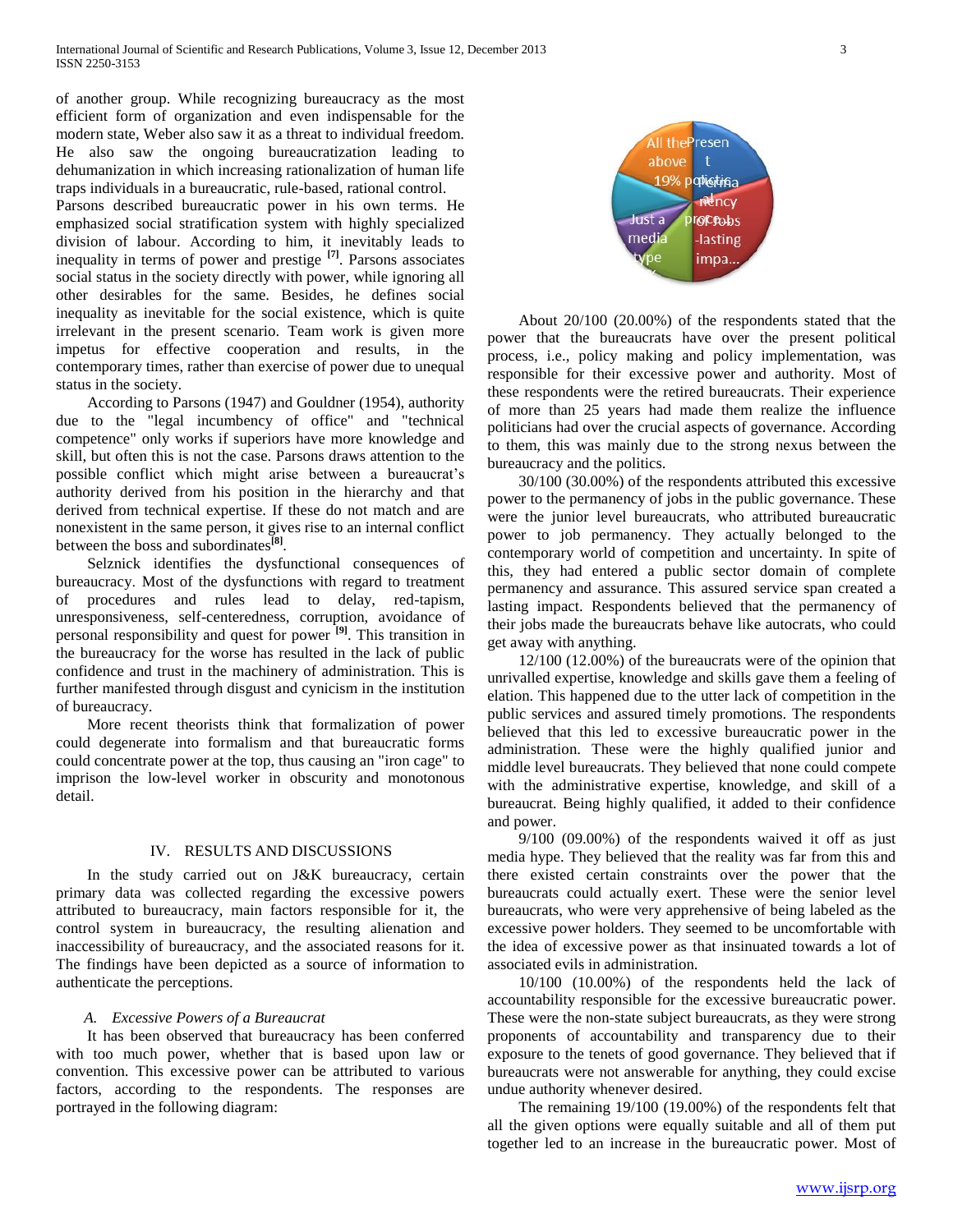of another group. While recognizing bureaucracy as the most efficient form of organization and even indispensable for the modern state, Weber also saw it as a threat to individual freedom. He also saw the ongoing bureaucratization leading to dehumanization in which increasing rationalization of human life traps individuals in a bureaucratic, rule-based, rational control.

Parsons described bureaucratic power in his own terms. He emphasized social stratification system with highly specialized division of labour. According to him, it inevitably leads to inequality in terms of power and prestige [7]. Parsons associates social status in the society directly with power, while ignoring all other desirables for the same. Besides, he defines social inequality as inevitable for the social existence, which is quite irrelevant in the present scenario. Team work is given more impetus for effective cooperation and results, in the contemporary times, rather than exercise of power due to unequal status in the society.

According to Parsons (1947) and Gouldner (1954), authority due to the "legal incumbency of office" and "technical competence" only works if superiors have more knowledge and skill, but often this is not the case. Parsons draws attention to the possible conflict which might arise between a bureaucrat's authority derived from his position in the hierarchy and that derived from technical expertise. If these do not match and are nonexistent in the same person, it gives rise to an internal conflict between the boss and subordinates[8].

Selznick identifies the dysfunctional consequences of bureaucracy. Most of the dysfunctions with regard to treatment of procedures and rules lead to delay, red-tapism, unresponsiveness, self-centeredness, corruption, avoidance of personal responsibility and quest for power [9]. This transition in the bureaucracy for the worse has resulted in the lack of public confidence and trust in the machinery of administration. This is further manifested through disgust and cynicism in the institution of bureaucracy.

More recent theorists think that formalization of power could degenerate into formalism and that bureaucratic forms could concentrate power at the top, thus causing an "iron cage" to imprison the low-level worker in obscurity and monotonous detail.

## IV. RESULTS AND DISCUSSIONS

In the study carried out on J&K bureaucracy, certain primary data was collected regarding the excessive powers attributed to bureaucracy, main factors responsible for it, the control system in bureaucracy, the resulting alienation and inaccessibility of bureaucracy, and the associated reasons for it. The findings have been depicted as a source of information to authenticate the perceptions.

### *A. Excessive Powers of a Bureaucrat*

It has been observed that bureaucracy has been conferred with too much power, whether that is based upon law or convention. This excessive power can be attributed to various factors, according to the respondents. The responses are portrayed in the following diagram:

All the above
19%
Present political process
Permanency of Jobs -lasting impa...
Just a media type

About 20/100 (20.00%) of the respondents stated that the power that the bureaucrats have over the present political process, i.e., policy making and policy implementation, was responsible for their excessive power and authority. Most of these respondents were the retired bureaucrats. Their experience of more than 25 years had made them realize the influence politicians had over the crucial aspects of governance. According to them, this was mainly due to the strong nexus between the bureaucracy and the politics.

30/100 (30.00%) of the respondents attributed this excessive power to the permanency of jobs in the public governance. These were the junior level bureaucrats, who attributed bureaucratic power to job permanency. They actually belonged to the contemporary world of competition and uncertainty. In spite of this, they had entered a public sector domain of complete permanency and assurance. This assured service span created a lasting impact. Respondents believed that the permanency of their jobs made the bureaucrats behave like autocrats, who could get away with anything.

12/100 (12.00%) of the bureaucrats were of the opinion that unrivalled expertise, knowledge and skills gave them a feeling of elation. This happened due to the utter lack of competition in the public services and assured timely promotions. The respondents believed that this led to excessive bureaucratic power in the administration. These were the highly qualified junior and middle level bureaucrats. They believed that none could compete with the administrative expertise, knowledge, and skill of a bureaucrat. Being highly qualified, it added to their confidence and power.

9/100 (09.00%) of the respondents waived it off as just media hype. They believed that the reality was far from this and there existed certain constraints over the power that the bureaucrats could actually exert. These were the senior level bureaucrats, who were very apprehensive of being labeled as the excessive power holders. They seemed to be uncomfortable with the idea of excessive power as that insinuated towards a lot of associated evils in administration.

10/100 (10.00%) of the respondents held the lack of accountability responsible for the excessive bureaucratic power. These were the non-state subject bureaucrats, as they were strong proponents of accountability and transparency due to their exposure to the tenets of good governance. They believed that if bureaucrats were not answerable for anything, they could excise undue authority whenever desired.

The remaining 19/100 (19.00%) of the respondents felt that all the given options were equally suitable and all of them put together led to an increase in the bureaucratic power. Most of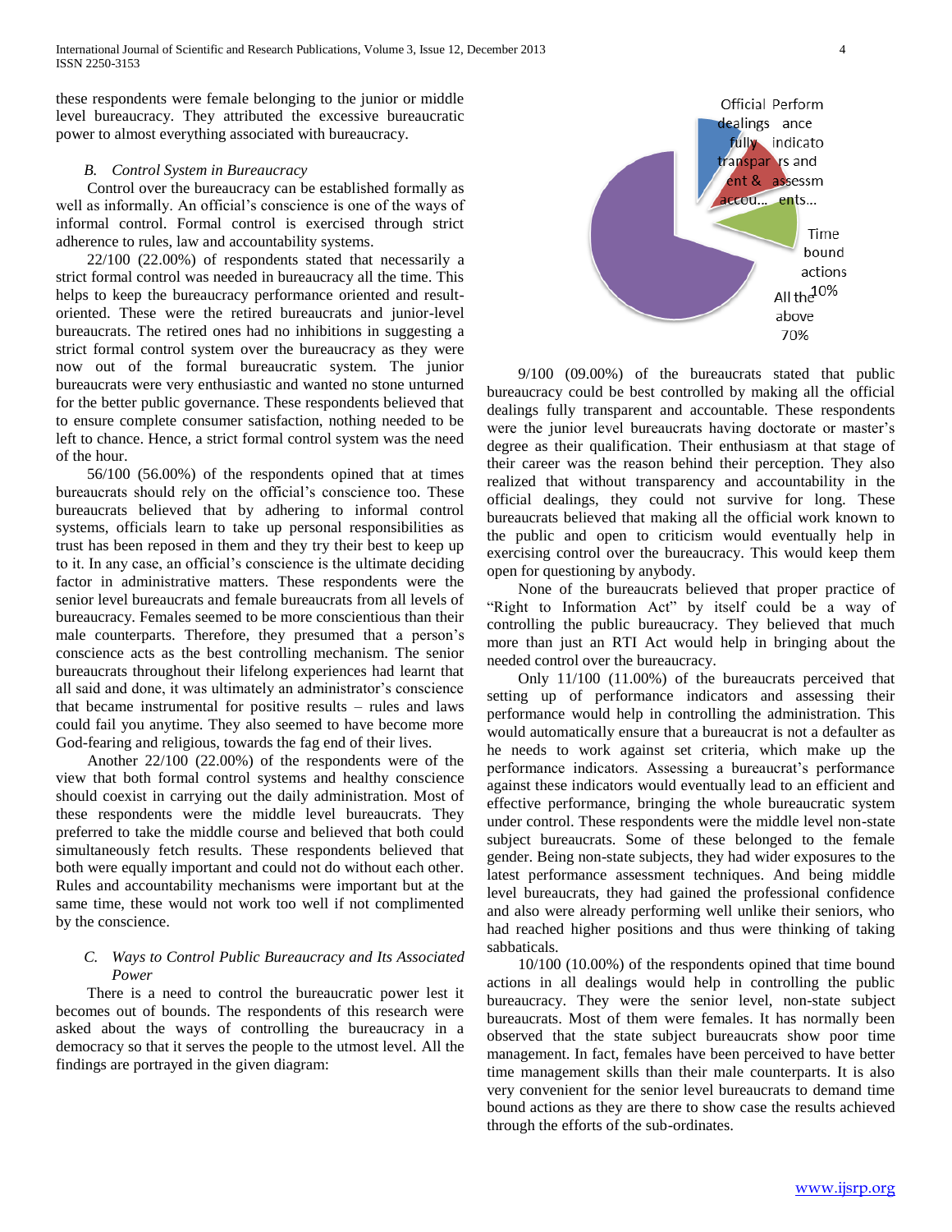these respondents were female belonging to the junior or middle level bureaucracy. They attributed the excessive bureaucratic power to almost everything associated with bureaucracy.

### *B. Control System in Bureaucracy*

Control over the bureaucracy can be established formally as well as informally. An official's conscience is one of the ways of informal control. Formal control is exercised through strict adherence to rules, law and accountability systems.

22/100 (22.00%) of respondents stated that necessarily a strict formal control was needed in bureaucracy all the time. This helps to keep the bureaucracy performance oriented and result-oriented. These were the retired bureaucrats and junior-level bureaucrats. The retired ones had no inhibitions in suggesting a strict formal control system over the bureaucracy as they were now out of the formal bureaucratic system. The junior bureaucrats were very enthusiastic and wanted no stone unturned for the better public governance. These respondents believed that to ensure complete consumer satisfaction, nothing needed to be left to chance. Hence, a strict formal control system was the need of the hour.

56/100 (56.00%) of the respondents opined that at times bureaucrats should rely on the official's conscience too. These bureaucrats believed that by adhering to informal control systems, officials learn to take up personal responsibilities as trust has been reposed in them and they try their best to keep up to it. In any case, an official's conscience is the ultimate deciding factor in administrative matters. These respondents were the senior level bureaucrats and female bureaucrats from all levels of bureaucracy. Females seemed to be more conscientious than their male counterparts. Therefore, they presumed that a person's conscience acts as the best controlling mechanism. The senior bureaucrats throughout their lifelong experiences had learnt that all said and done, it was ultimately an administrator's conscience that became instrumental for positive results – rules and laws could fail you anytime. They also seemed to have become more God-fearing and religious, towards the fag end of their lives.

Another 22/100 (22.00%) of the respondents were of the view that both formal control systems and healthy conscience should coexist in carrying out the daily administration. Most of these respondents were the middle level bureaucrats. They preferred to take the middle course and believed that both could simultaneously fetch results. These respondents believed that both were equally important and could not do without each other. Rules and accountability mechanisms were important but at the same time, these would not work too well if not complimented by the conscience.

### *C. Ways to Control Public Bureaucracy and Its Associated Power*

There is a need to control the bureaucratic power lest it becomes out of bounds. The respondents of this research were asked about the ways of controlling the bureaucracy in a democracy so that it serves the people to the utmost level. All the findings are portrayed in the given diagram:

Official dealings fully transparent & accou...
Performance indicators and assessments...
Time bound actions
10%
All the above
70%

9/100 (09.00%) of the bureaucrats stated that public bureaucracy could be best controlled by making all the official dealings fully transparent and accountable. These respondents were the junior level bureaucrats having doctorate or master's degree as their qualification. Their enthusiasm at that stage of their career was the reason behind their perception. They also realized that without transparency and accountability in the official dealings, they could not survive for long. These bureaucrats believed that making all the official work known to the public and open to criticism would eventually help in exercising control over the bureaucracy. This would keep them open for questioning by anybody.

None of the bureaucrats believed that proper practice of "Right to Information Act" by itself could be a way of controlling the public bureaucracy. They believed that much more than just an RTI Act would help in bringing about the needed control over the bureaucracy.

Only 11/100 (11.00%) of the bureaucrats perceived that setting up of performance indicators and assessing their performance would help in controlling the administration. This would automatically ensure that a bureaucrat is not a defaulter as he needs to work against set criteria, which make up the performance indicators. Assessing a bureaucrat's performance against these indicators would eventually lead to an efficient and effective performance, bringing the whole bureaucratic system under control. These respondents were the middle level non-state subject bureaucrats. Some of these belonged to the female gender. Being non-state subjects, they had wider exposures to the latest performance assessment techniques. And being middle level bureaucrats, they had gained the professional confidence and also were already performing well unlike their seniors, who had reached higher positions and thus were thinking of taking sabbaticals.

10/100 (10.00%) of the respondents opined that time bound actions in all dealings would help in controlling the public bureaucracy. They were the senior level, non-state subject bureaucrats. Most of them were females. It has normally been observed that the state subject bureaucrats show poor time management. In fact, females have been perceived to have better time management skills than their male counterparts. It is also very convenient for the senior level bureaucrats to demand time bound actions as they are there to show case the results achieved through the efforts of the sub-ordinates.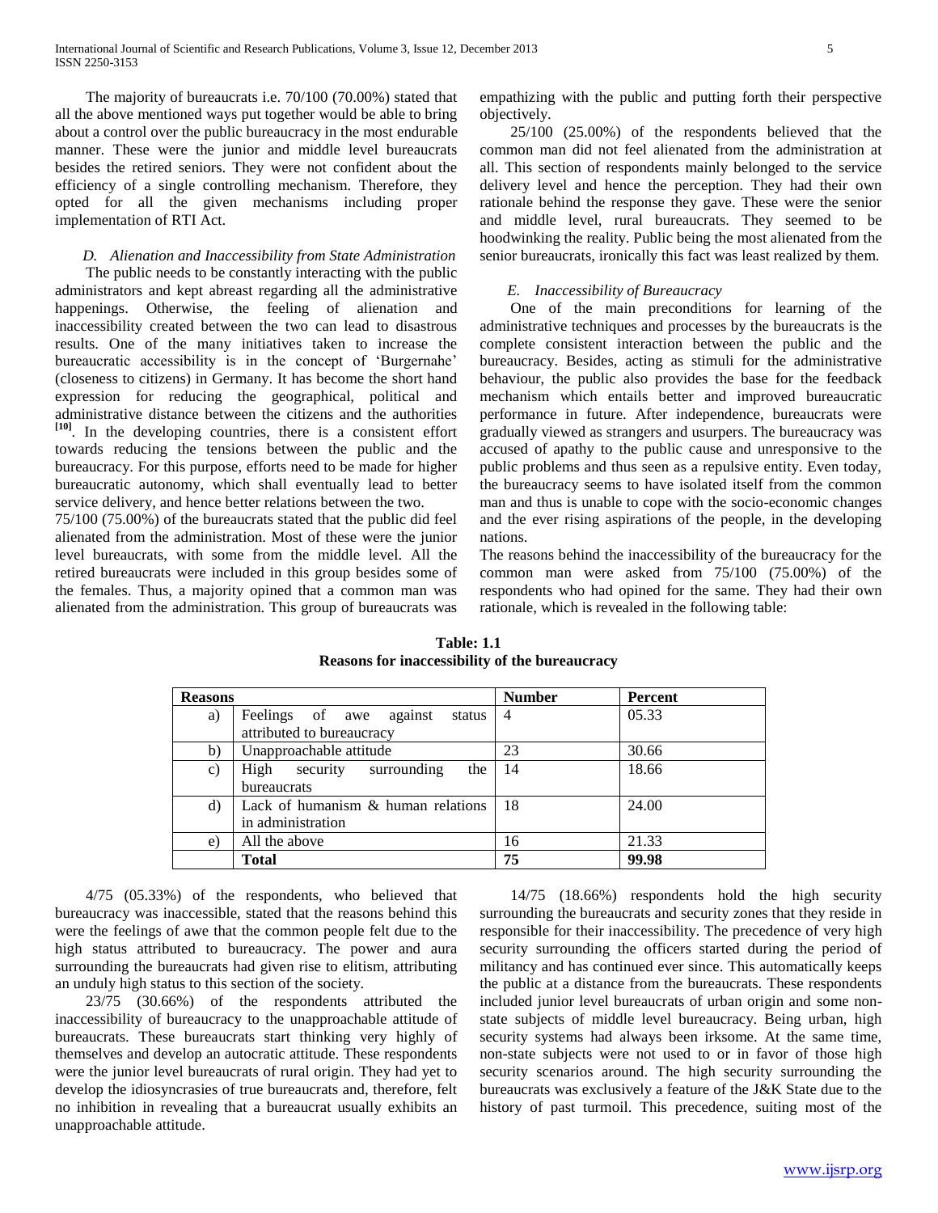The majority of bureaucrats i.e. 70/100 (70.00%) stated that all the above mentioned ways put together would be able to bring about a control over the public bureaucracy in the most endurable manner. These were the junior and middle level bureaucrats besides the retired seniors. They were not confident about the efficiency of a single controlling mechanism. Therefore, they opted for all the given mechanisms including proper implementation of RTI Act.

### *D. Alienation and Inaccessibility from State Administration*

The public needs to be constantly interacting with the public administrators and kept abreast regarding all the administrative happenings. Otherwise, the feeling of alienation and inaccessibility created between the two can lead to disastrous results. One of the many initiatives taken to increase the bureaucratic accessibility is in the concept of 'Burgernahe' (closeness to citizens) in Germany. It has become the short hand expression for reducing the geographical, political and administrative distance between the citizens and the authorities [10]. In the developing countries, there is a consistent effort towards reducing the tensions between the public and the bureaucracy. For this purpose, efforts need to be made for higher bureaucratic autonomy, which shall eventually lead to better service delivery, and hence better relations between the two.

75/100 (75.00%) of the bureaucrats stated that the public did feel alienated from the administration. Most of these were the junior level bureaucrats, with some from the middle level. All the retired bureaucrats were included in this group besides some of the females. Thus, a majority opined that a common man was alienated from the administration. This group of bureaucrats was empathizing with the public and putting forth their perspective objectively.

25/100 (25.00%) of the respondents believed that the common man did not feel alienated from the administration at all. This section of respondents mainly belonged to the service delivery level and hence the perception. They had their own rationale behind the response they gave. These were the senior and middle level, rural bureaucrats. They seemed to be hoodwinking the reality. Public being the most alienated from the senior bureaucrats, ironically this fact was least realized by them.

### *E. Inaccessibility of Bureaucracy*

One of the main preconditions for learning of the administrative techniques and processes by the bureaucrats is the complete consistent interaction between the public and the bureaucracy. Besides, acting as stimuli for the administrative behaviour, the public also provides the base for the feedback mechanism which entails better and improved bureaucratic performance in future. After independence, bureaucrats were gradually viewed as strangers and usurpers. The bureaucracy was accused of apathy to the public cause and unresponsive to the public problems and thus seen as a repulsive entity. Even today, the bureaucracy seems to have isolated itself from the common man and thus is unable to cope with the socio-economic changes and the ever rising aspirations of the people, in the developing nations.

The reasons behind the inaccessibility of the bureaucracy for the common man were asked from 75/100 (75.00%) of the respondents who had opined for the same. They had their own rationale, which is revealed in the following table:

**Table: 1.1**
**Reasons for inaccessibility of the bureaucracy**

| Reasons | | Number | Percent |
|---|---|---|---|
| a) | Feelings of awe against status attributed to bureaucracy | 4 | 05.33 |
| b) | Unapproachable attitude | 23 | 30.66 |
| c) | High security surrounding the bureaucrats | 14 | 18.66 |
| d) | Lack of humanism & human relations in administration | 18 | 24.00 |
| e) | All the above | 16 | 21.33 |
| | **Total** | **75** | **99.98** |

4/75 (05.33%) of the respondents, who believed that bureaucracy was inaccessible, stated that the reasons behind this were the feelings of awe that the common people felt due to the high status attributed to bureaucracy. The power and aura surrounding the bureaucrats had given rise to elitism, attributing an unduly high status to this section of the society.

23/75 (30.66%) of the respondents attributed the inaccessibility of bureaucracy to the unapproachable attitude of bureaucrats. These bureaucrats start thinking very highly of themselves and develop an autocratic attitude. These respondents were the junior level bureaucrats of rural origin. They had yet to develop the idiosyncrasies of true bureaucrats and, therefore, felt no inhibition in revealing that a bureaucrat usually exhibits an unapproachable attitude.

14/75 (18.66%) respondents hold the high security surrounding the bureaucrats and security zones that they reside in responsible for their inaccessibility. The precedence of very high security surrounding the officers started during the period of militancy and has continued ever since. This automatically keeps the public at a distance from the bureaucrats. These respondents included junior level bureaucrats of urban origin and some non-state subjects of middle level bureaucracy. Being urban, high security systems had always been irksome. At the same time, non-state subjects were not used to or in favor of those high security scenarios around. The high security surrounding the bureaucrats was exclusively a feature of the J&K State due to the history of past turmoil. This precedence, suiting most of the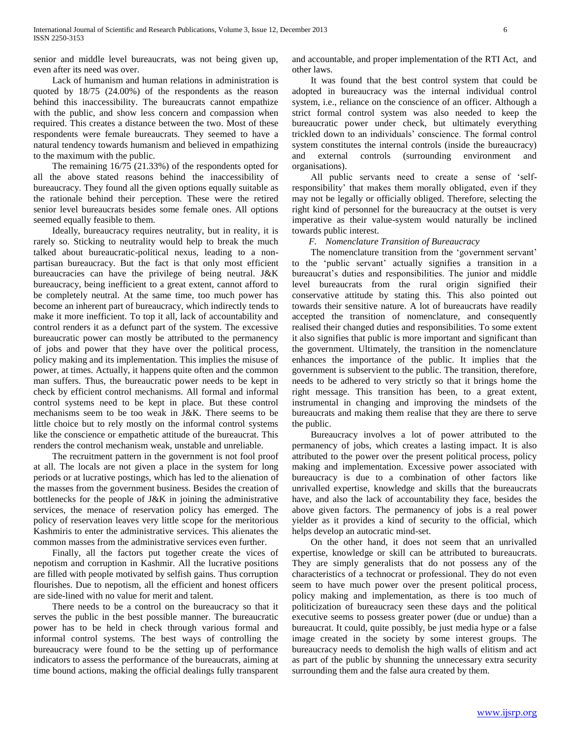senior and middle level bureaucrats, was not being given up, even after its need was over.

Lack of humanism and human relations in administration is quoted by 18/75 (24.00%) of the respondents as the reason behind this inaccessibility. The bureaucrats cannot empathize with the public, and show less concern and compassion when required. This creates a distance between the two. Most of these respondents were female bureaucrats. They seemed to have a natural tendency towards humanism and believed in empathizing to the maximum with the public.

The remaining 16/75 (21.33%) of the respondents opted for all the above stated reasons behind the inaccessibility of bureaucracy. They found all the given options equally suitable as the rationale behind their perception. These were the retired senior level bureaucrats besides some female ones. All options seemed equally feasible to them.

Ideally, bureaucracy requires neutrality, but in reality, it is rarely so. Sticking to neutrality would help to break the much talked about bureaucratic-political nexus, leading to a non-partisan bureaucracy. But the fact is that only most efficient bureaucracies can have the privilege of being neutral. J&K bureaucracy, being inefficient to a great extent, cannot afford to be completely neutral. At the same time, too much power has become an inherent part of bureaucracy, which indirectly tends to make it more inefficient. To top it all, lack of accountability and control renders it as a defunct part of the system. The excessive bureaucratic power can mostly be attributed to the permanency of jobs and power that they have over the political process, policy making and its implementation. This implies the misuse of power, at times. Actually, it happens quite often and the common man suffers. Thus, the bureaucratic power needs to be kept in check by efficient control mechanisms. All formal and informal control systems need to be kept in place. But these control mechanisms seem to be too weak in J&K. There seems to be little choice but to rely mostly on the informal control systems like the conscience or empathetic attitude of the bureaucrat. This renders the control mechanism weak, unstable and unreliable.

The recruitment pattern in the government is not fool proof at all. The locals are not given a place in the system for long periods or at lucrative postings, which has led to the alienation of the masses from the government business. Besides the creation of bottlenecks for the people of J&K in joining the administrative services, the menace of reservation policy has emerged. The policy of reservation leaves very little scope for the meritorious Kashmiris to enter the administrative services. This alienates the common masses from the administrative services even further.

Finally, all the factors put together create the vices of nepotism and corruption in Kashmir. All the lucrative positions are filled with people motivated by selfish gains. Thus corruption flourishes. Due to nepotism, all the efficient and honest officers are side-lined with no value for merit and talent.

There needs to be a control on the bureaucracy so that it serves the public in the best possible manner. The bureaucratic power has to be held in check through various formal and informal control systems. The best ways of controlling the bureaucracy were found to be the setting up of performance indicators to assess the performance of the bureaucrats, aiming at time bound actions, making the official dealings fully transparent and accountable, and proper implementation of the RTI Act, and other laws.

It was found that the best control system that could be adopted in bureaucracy was the internal individual control system, i.e., reliance on the conscience of an officer. Although a strict formal control system was also needed to keep the bureaucratic power under check, but ultimately everything trickled down to an individuals' conscience. The formal control system constitutes the internal controls (inside the bureaucracy) and external controls (surrounding environment and organisations).

All public servants need to create a sense of 'self-responsibility' that makes them morally obligated, even if they may not be legally or officially obliged. Therefore, selecting the right kind of personnel for the bureaucracy at the outset is very imperative as their value-system would naturally be inclined towards public interest.

### F. Nomenclature Transition of Bureaucracy

The nomenclature transition from the 'government servant' to the 'public servant' actually signifies a transition in a bureaucrat's duties and responsibilities. The junior and middle level bureaucrats from the rural origin signified their conservative attitude by stating this. This also pointed out towards their sensitive nature. A lot of bureaucrats have readily accepted the transition of nomenclature, and consequently realised their changed duties and responsibilities. To some extent it also signifies that public is more important and significant than the government. Ultimately, the transition in the nomenclature enhances the importance of the public. It implies that the government is subservient to the public. The transition, therefore, needs to be adhered to very strictly so that it brings home the right message. This transition has been, to a great extent, instrumental in changing and improving the mindsets of the bureaucrats and making them realise that they are there to serve the public.

Bureaucracy involves a lot of power attributed to the permanency of jobs, which creates a lasting impact. It is also attributed to the power over the present political process, policy making and implementation. Excessive power associated with bureaucracy is due to a combination of other factors like unrivalled expertise, knowledge and skills that the bureaucrats have, and also the lack of accountability they face, besides the above given factors. The permanency of jobs is a real power yielder as it provides a kind of security to the official, which helps develop an autocratic mind-set.

On the other hand, it does not seem that an unrivalled expertise, knowledge or skill can be attributed to bureaucrats. They are simply generalists that do not possess any of the characteristics of a technocrat or professional. They do not even seem to have much power over the present political process, policy making and implementation, as there is too much of politicization of bureaucracy seen these days and the political executive seems to possess greater power (due or undue) than a bureaucrat. It could, quite possibly, be just media hype or a false image created in the society by some interest groups. The bureaucracy needs to demolish the high walls of elitism and act as part of the public by shunning the unnecessary extra security surrounding them and the false aura created by them.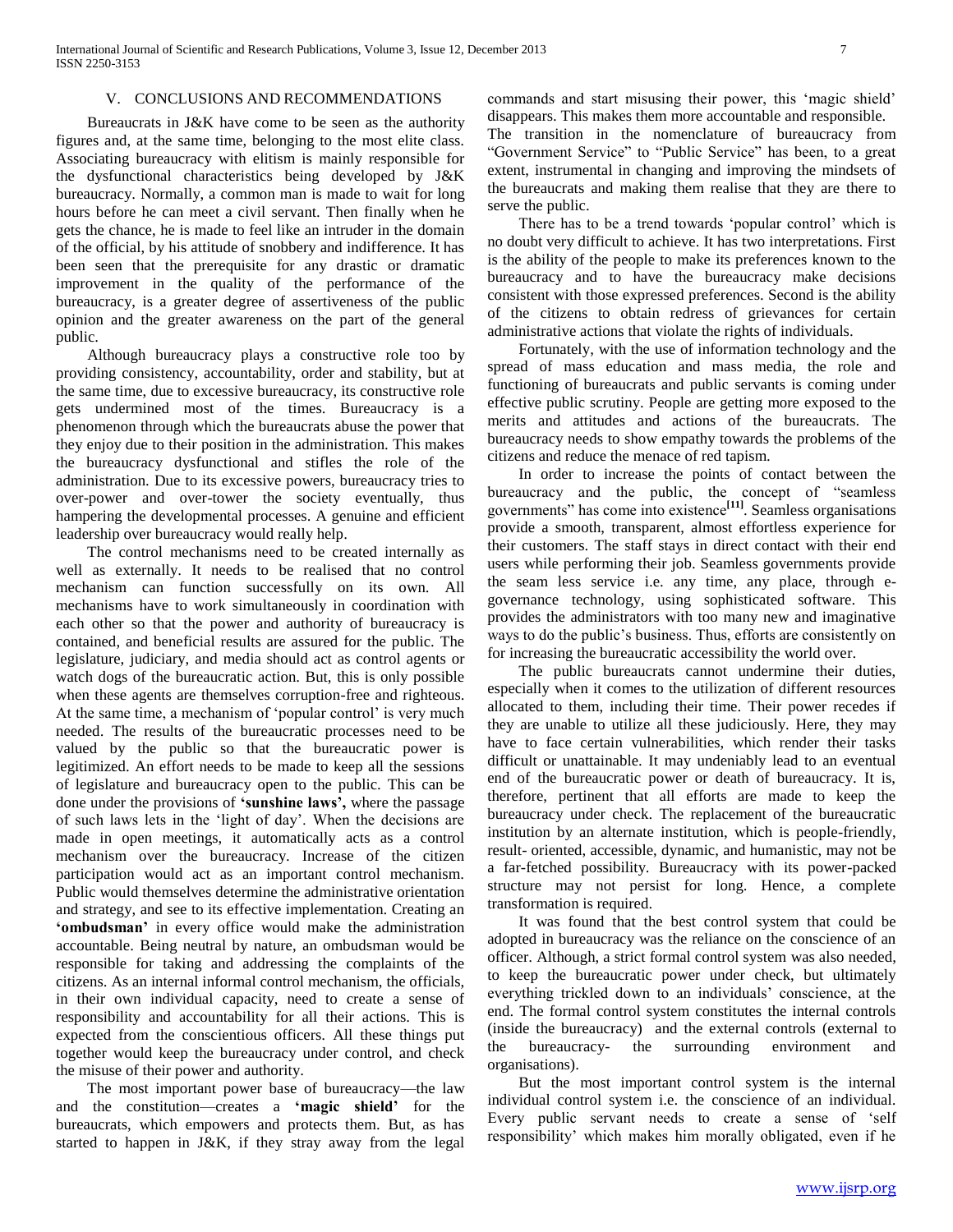## V. CONCLUSIONS AND RECOMMENDATIONS

Bureaucrats in J&K have come to be seen as the authority figures and, at the same time, belonging to the most elite class. Associating bureaucracy with elitism is mainly responsible for the dysfunctional characteristics being developed by J&K bureaucracy. Normally, a common man is made to wait for long hours before he can meet a civil servant. Then finally when he gets the chance, he is made to feel like an intruder in the domain of the official, by his attitude of snobbery and indifference. It has been seen that the prerequisite for any drastic or dramatic improvement in the quality of the performance of the bureaucracy, is a greater degree of assertiveness of the public opinion and the greater awareness on the part of the general public.

Although bureaucracy plays a constructive role too by providing consistency, accountability, order and stability, but at the same time, due to excessive bureaucracy, its constructive role gets undermined most of the times. Bureaucracy is a phenomenon through which the bureaucrats abuse the power that they enjoy due to their position in the administration. This makes the bureaucracy dysfunctional and stifles the role of the administration. Due to its excessive powers, bureaucracy tries to over-power and over-tower the society eventually, thus hampering the developmental processes. A genuine and efficient leadership over bureaucracy would really help.

The control mechanisms need to be created internally as well as externally. It needs to be realised that no control mechanism can function successfully on its own. All mechanisms have to work simultaneously in coordination with each other so that the power and authority of bureaucracy is contained, and beneficial results are assured for the public. The legislature, judiciary, and media should act as control agents or watch dogs of the bureaucratic action. But, this is only possible when these agents are themselves corruption-free and righteous. At the same time, a mechanism of 'popular control' is very much needed. The results of the bureaucratic processes need to be valued by the public so that the bureaucratic power is legitimized. An effort needs to be made to keep all the sessions of legislature and bureaucracy open to the public. This can be done under the provisions of **'sunshine laws',** where the passage of such laws lets in the 'light of day'. When the decisions are made in open meetings, it automatically acts as a control mechanism over the bureaucracy. Increase of the citizen participation would act as an important control mechanism. Public would themselves determine the administrative orientation and strategy, and see to its effective implementation. Creating an **'ombudsman'** in every office would make the administration accountable. Being neutral by nature, an ombudsman would be responsible for taking and addressing the complaints of the citizens. As an internal informal control mechanism, the officials, in their own individual capacity, need to create a sense of responsibility and accountability for all their actions. This is expected from the conscientious officers. All these things put together would keep the bureaucracy under control, and check the misuse of their power and authority.

The most important power base of bureaucracy—the law and the constitution—creates a **'magic shield'** for the bureaucrats, which empowers and protects them. But, as has started to happen in J&K, if they stray away from the legal commands and start misusing their power, this 'magic shield' disappears. This makes them more accountable and responsible. The transition in the nomenclature of bureaucracy from "Government Service" to "Public Service" has been, to a great extent, instrumental in changing and improving the mindsets of the bureaucrats and making them realise that they are there to serve the public.

There has to be a trend towards 'popular control' which is no doubt very difficult to achieve. It has two interpretations. First is the ability of the people to make its preferences known to the bureaucracy and to have the bureaucracy make decisions consistent with those expressed preferences. Second is the ability of the citizens to obtain redress of grievances for certain administrative actions that violate the rights of individuals.

Fortunately, with the use of information technology and the spread of mass education and mass media, the role and functioning of bureaucrats and public servants is coming under effective public scrutiny. People are getting more exposed to the merits and attitudes and actions of the bureaucrats. The bureaucracy needs to show empathy towards the problems of the citizens and reduce the menace of red tapism.

In order to increase the points of contact between the bureaucracy and the public, the concept of "seamless governments" has come into existence[11]. Seamless organisations provide a smooth, transparent, almost effortless experience for their customers. The staff stays in direct contact with their end users while performing their job. Seamless governments provide the seam less service i.e. any time, any place, through e-governance technology, using sophisticated software. This provides the administrators with too many new and imaginative ways to do the public's business. Thus, efforts are consistently on for increasing the bureaucratic accessibility the world over.

The public bureaucrats cannot undermine their duties, especially when it comes to the utilization of different resources allocated to them, including their time. Their power recedes if they are unable to utilize all these judiciously. Here, they may have to face certain vulnerabilities, which render their tasks difficult or unattainable. It may undeniably lead to an eventual end of the bureaucratic power or death of bureaucracy. It is, therefore, pertinent that all efforts are made to keep the bureaucracy under check. The replacement of the bureaucratic institution by an alternate institution, which is people-friendly, result- oriented, accessible, dynamic, and humanistic, may not be a far-fetched possibility. Bureaucracy with its power-packed structure may not persist for long. Hence, a complete transformation is required.

It was found that the best control system that could be adopted in bureaucracy was the reliance on the conscience of an officer. Although, a strict formal control system was also needed, to keep the bureaucratic power under check, but ultimately everything trickled down to an individuals' conscience, at the end. The formal control system constitutes the internal controls (inside the bureaucracy) and the external controls (external to the bureaucracy- the surrounding environment and organisations).

But the most important control system is the internal individual control system i.e. the conscience of an individual. Every public servant needs to create a sense of 'self responsibility' which makes him morally obligated, even if he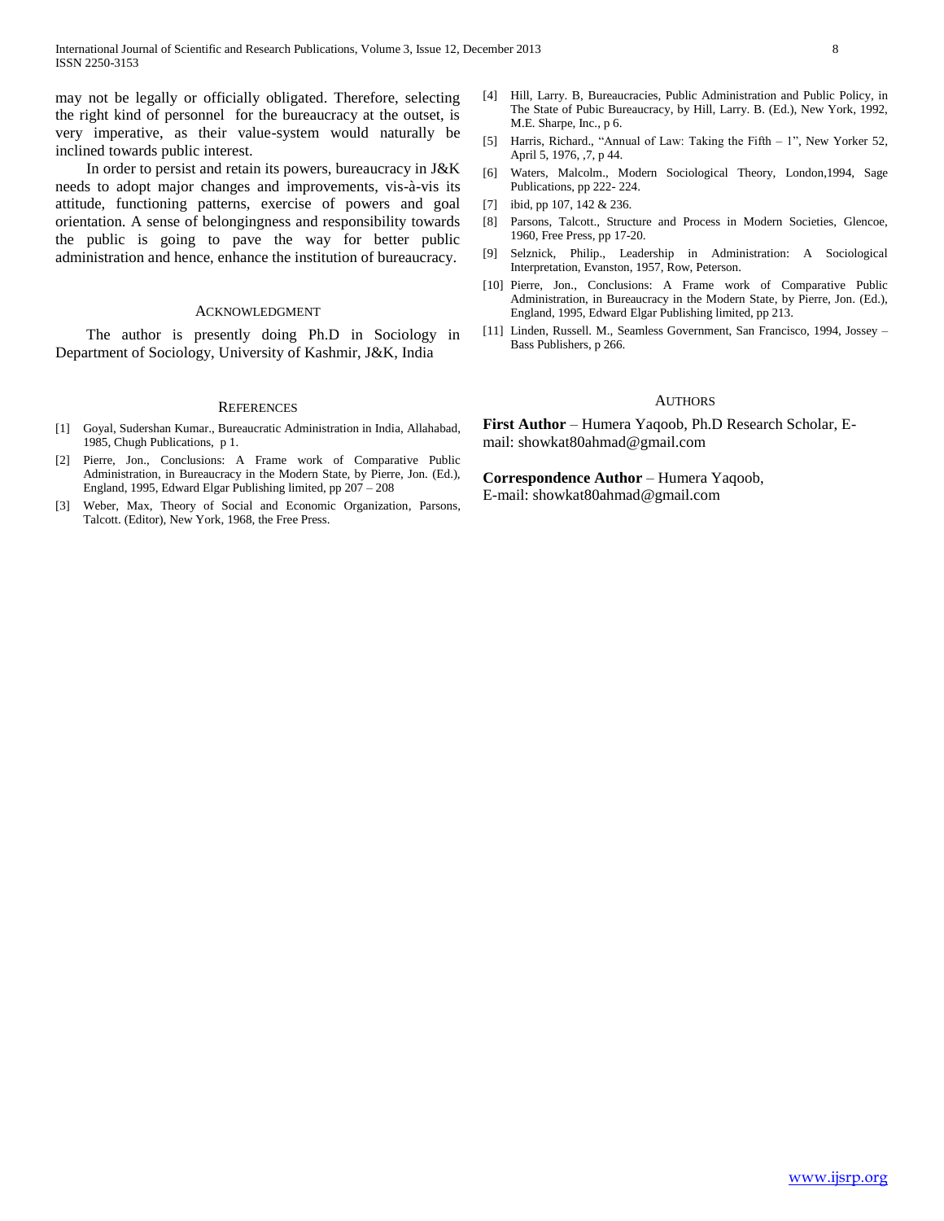may not be legally or officially obligated. Therefore, selecting the right kind of personnel for the bureaucracy at the outset, is very imperative, as their value-system would naturally be inclined towards public interest.

In order to persist and retain its powers, bureaucracy in J&K needs to adopt major changes and improvements, vis-à-vis its attitude, functioning patterns, exercise of powers and goal orientation. A sense of belongingness and responsibility towards the public is going to pave the way for better public administration and hence, enhance the institution of bureaucracy.

## Acknowledgment

The author is presently doing Ph.D in Sociology in Department of Sociology, University of Kashmir, J&K, India

## References

[1] Goyal, Sudershan Kumar., Bureaucratic Administration in India, Allahabad, 1985, Chugh Publications, p 1.

[2] Pierre, Jon., Conclusions: A Frame work of Comparative Public Administration, in Bureaucracy in the Modern State, by Pierre, Jon. (Ed.), England, 1995, Edward Elgar Publishing limited, pp 207 – 208

[3] Weber, Max, Theory of Social and Economic Organization, Parsons, Talcott. (Editor), New York, 1968, the Free Press.

[4] Hill, Larry. B, Bureaucracies, Public Administration and Public Policy, in The State of Pubic Bureaucracy, by Hill, Larry. B. (Ed.), New York, 1992, M.E. Sharpe, Inc., p 6.

[5] Harris, Richard., "Annual of Law: Taking the Fifth – 1", New Yorker 52, April 5, 1976, ,7, p 44.

[6] Waters, Malcolm., Modern Sociological Theory, London,1994, Sage Publications, pp 222- 224.

[7] ibid, pp 107, 142 & 236.

[8] Parsons, Talcott., Structure and Process in Modern Societies, Glencoe, 1960, Free Press, pp 17-20.

[9] Selznick, Philip., Leadership in Administration: A Sociological Interpretation, Evanston, 1957, Row, Peterson.

[10] Pierre, Jon., Conclusions: A Frame work of Comparative Public Administration, in Bureaucracy in the Modern State, by Pierre, Jon. (Ed.), England, 1995, Edward Elgar Publishing limited, pp 213.

[11] Linden, Russell. M., Seamless Government, San Francisco, 1994, Jossey – Bass Publishers, p 266.

## Authors

**First Author** – Humera Yaqoob, Ph.D Research Scholar, E-mail: showkat80ahmad@gmail.com

**Correspondence Author** – Humera Yaqoob, E-mail: showkat80ahmad@gmail.com